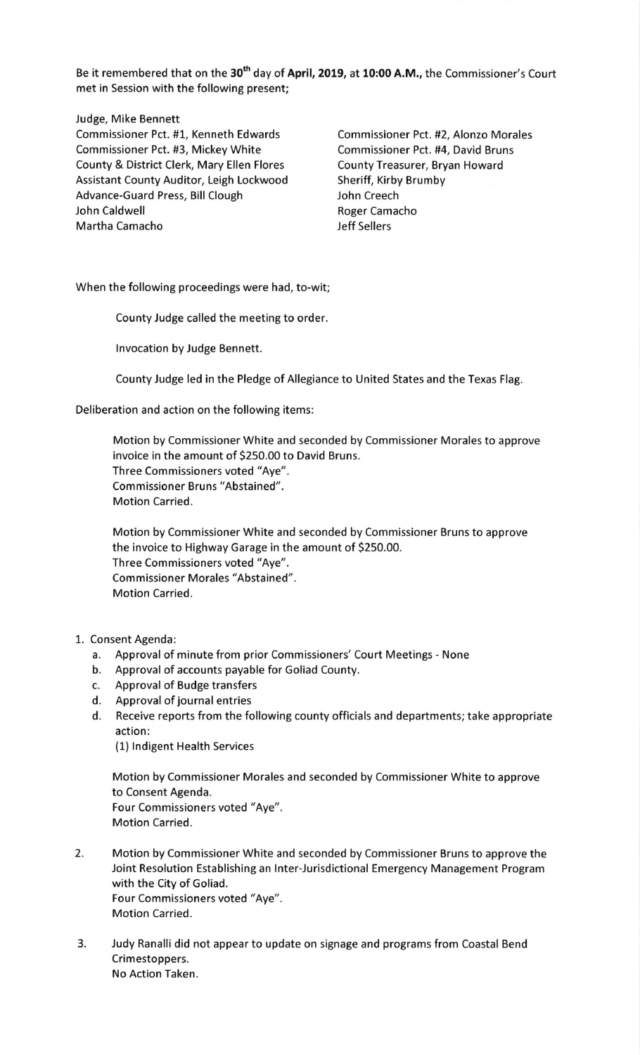Be it remembered that on the 30th day of **April, 2019,** at **10:00 A.M.,** the Commissioner's Court met in Session with the following present;

Judge, Mike Bennett
Commissioner Pct. #1, Kenneth Edwards
Commissioner Pct. #2, Alonzo Morales
Commissioner Pct. #3, Mickey White
Commissioner Pct. #4, David Bruns
County & District Clerk, Mary Ellen Flores
County Treasurer, Bryan Howard
Assistant County Auditor, Leigh Lockwood
Sheriff, Kirby Brumby
Advance-Guard Press, Bill Clough
John Creech
John Caldwell
Roger Camacho
Martha Camacho
Jeff Sellers

When the following proceedings were had, to-wit;

County Judge called the meeting to order.

Invocation by Judge Bennett.

County Judge led in the Pledge of Allegiance to United States and the Texas Flag.

Deliberation and action on the following items:

Motion by Commissioner White and seconded by Commissioner Morales to approve invoice in the amount of $250.00 to David Bruns.
Three Commissioners voted "Aye".
Commissioner Bruns "Abstained".
Motion Carried.

Motion by Commissioner White and seconded by Commissioner Bruns to approve the invoice to Highway Garage in the amount of $250.00.
Three Commissioners voted "Aye".
Commissioner Morales "Abstained".
Motion Carried.

1. Consent Agenda:
   a. Approval of minute from prior Commissioners' Court Meetings - None
   b. Approval of accounts payable for Goliad County.
   c. Approval of Budge transfers
   d. Approval of journal entries
   d. Receive reports from the following county officials and departments; take appropriate action:
      (1) Indigent Health Services

   Motion by Commissioner Morales and seconded by Commissioner White to approve to Consent Agenda.
   Four Commissioners voted "Aye".
   Motion Carried.

2. Motion by Commissioner White and seconded by Commissioner Bruns to approve the Joint Resolution Establishing an Inter-Jurisdictional Emergency Management Program with the City of Goliad.
   Four Commissioners voted "Aye".
   Motion Carried.

3. Judy Ranalli did not appear to update on signage and programs from Coastal Bend Crimestoppers.
   No Action Taken.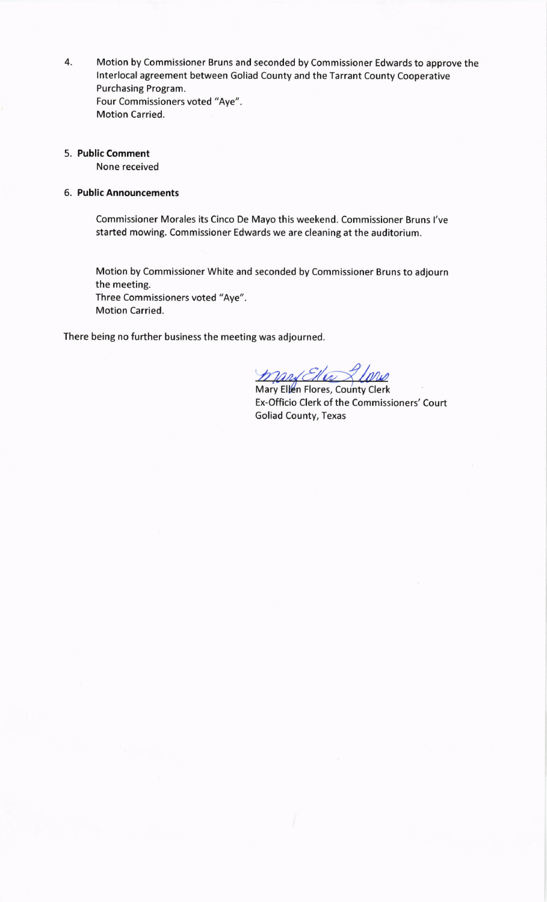4. Motion by Commissioner Bruns and seconded by Commissioner Edwards to approve the Interlocal agreement between Goliad County and the Tarrant County Cooperative Purchasing Program.
   Four Commissioners voted "Aye".
   Motion Carried.

5. **Public Comment**
   None received

6. **Public Announcements**

   Commissioner Morales its Cinco De Mayo this weekend. Commissioner Bruns I've started mowing. Commissioner Edwards we are cleaning at the auditorium.

   Motion by Commissioner White and seconded by Commissioner Bruns to adjourn the meeting.
   Three Commissioners voted "Aye".
   Motion Carried.

There being no further business the meeting was adjourned.

Mary Ellen Flores, County Clerk
Ex-Officio Clerk of the Commissioners' Court
Goliad County, Texas